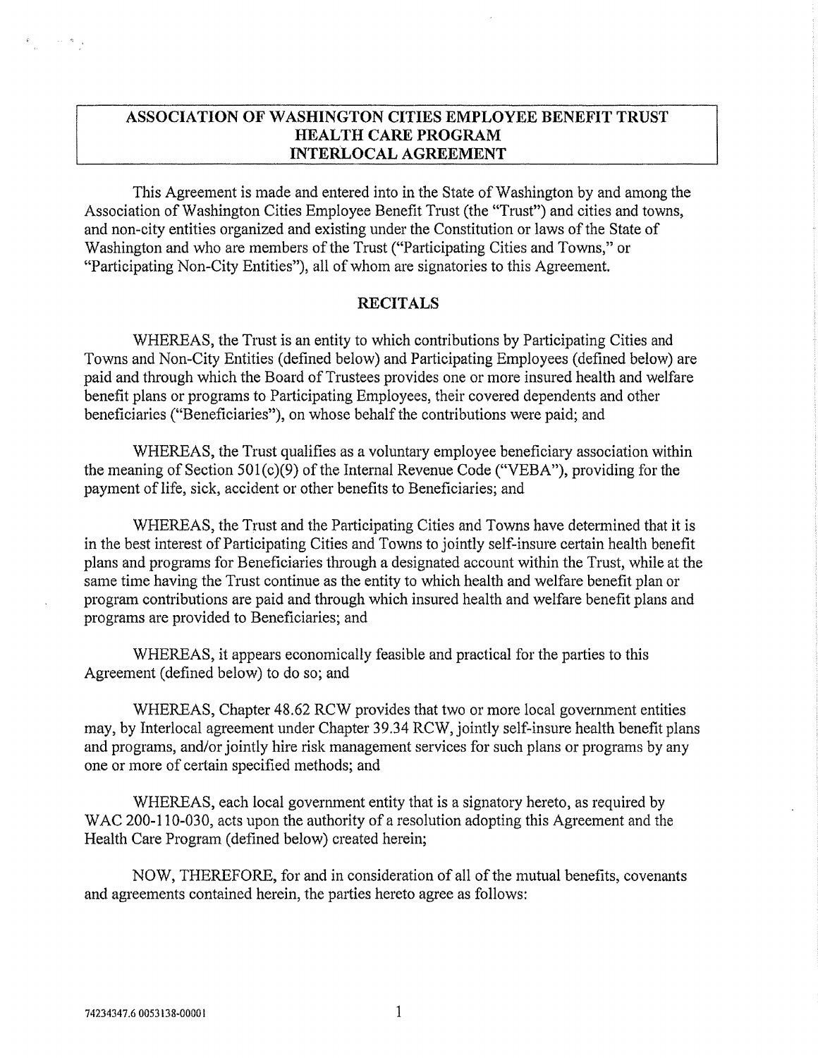# ASSOCIATION OF WASHINGTON CITIES EMPLOYEE BENEFIT TRUST HEALTH CARE PROGRAM INTERLOCAL AGREEMENT

This Agreement is made and entered into in the State of Washington by and among the Association of Washington Cities Employee Benefit Trust (the "Trust") and cities and towns, and non-city entities organized and existing under the Constitution or laws of the State of Washington and who are members of the Trust ("Participating Cities and Towns," or "Participating Non-City Entities"), all of whom are signatories to this Agreement.

## RECITALS

WHEREAS, the Trust is an entity to which contributions by Participating Cities and Towns and Non-City Entities (defined below) and Participating Employees (defined below) are paid and through which the Board of Trustees provides one or more insured health and welfare benefit plans or programs to Participating Employees, their covered dependents and other beneficiaries ("Beneficiaries"), on whose behalf the contributions were paid; and

WHEREAS, the Trust qualifies as a voluntary employee beneficiary association within the meaning of Section 501(c)(9) of the Internal Revenue Code ("VEBA"), providing for the payment of life, sick, accident or other benefits to Beneficiaries; and

WHEREAS, the Trust and the Participating Cities and Towns have determined that it is in the best interest of Participating Cities and Towns to jointly self-insure certain health benefit plans and programs for Beneficiaries through a designated account within the Trust, while at the same time having the Trust continue as the entity to which health and welfare benefit plan or program contributions are paid and through which insured health and welfare benefit plans and programs are provided to Beneficiaries; and

WHEREAS, it appears economically feasible and practical for the parties to this Agreement (defined below) to do so; and

WHEREAS, Chapter 48.62 RCW provides that two or more local government entities may, by Interlocal agreement under Chapter 39.34 RCW, jointly self-insure health benefit plans and programs, and/or jointly hire risk management services for such plans or programs by any one or more of certain specified methods; and

WHEREAS, each local government entity that is a signatory hereto, as required by WAC 200-110-030, acts upon the authority of a resolution adopting this Agreement and the Health Care Program (defined below) created herein;

NOW, THEREFORE, for and in consideration of all of the mutual benefits, covenants and agreements contained herein, the parties hereto agree as follows:

74234347.6 0053138-00001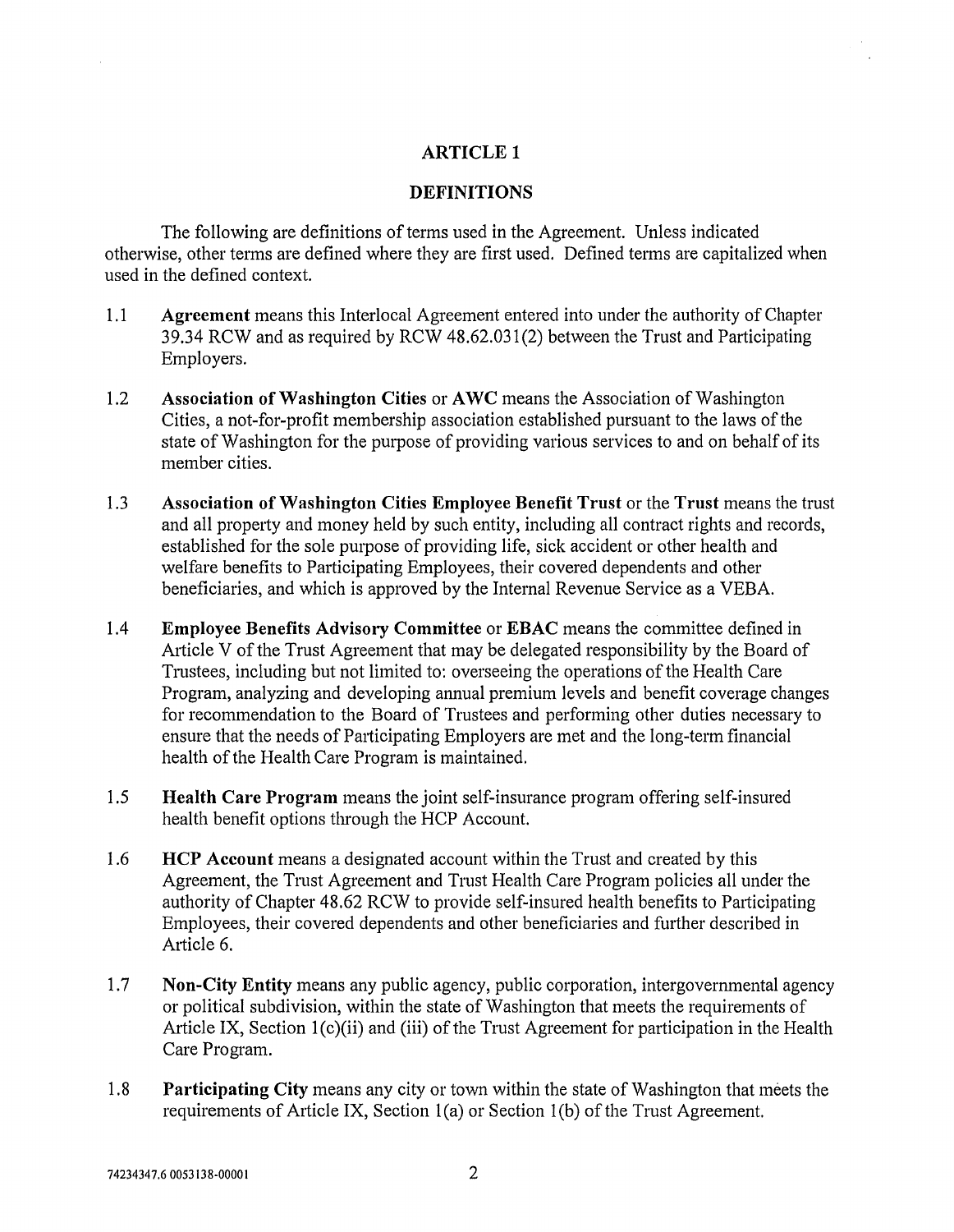# ARTICLE 1

## DEFINITIONS

The following are definitions of terms used in the Agreement. Unless indicated otherwise, other terms are defined where they are first used. Defined terms are capitalized when used in the defined context.

1.1 **Agreement** means this Interlocal Agreement entered into under the authority of Chapter 39.34 RCW and as required by RCW 48.62.031(2) between the Trust and Participating Employers.

1.2 **Association of Washington Cities** or **AWC** means the Association of Washington Cities, a not-for-profit membership association established pursuant to the laws of the state of Washington for the purpose of providing various services to and on behalf of its member cities.

1.3 **Association of Washington Cities Employee Benefit Trust** or the **Trust** means the trust and all property and money held by such entity, including all contract rights and records, established for the sole purpose of providing life, sick accident or other health and welfare benefits to Participating Employees, their covered dependents and other beneficiaries, and which is approved by the Internal Revenue Service as a VEBA.

1.4 **Employee Benefits Advisory Committee** or **EBAC** means the committee defined in Article V of the Trust Agreement that may be delegated responsibility by the Board of Trustees, including but not limited to: overseeing the operations of the Health Care Program, analyzing and developing annual premium levels and benefit coverage changes for recommendation to the Board of Trustees and performing other duties necessary to ensure that the needs of Participating Employers are met and the long-term financial health of the Health Care Program is maintained.

1.5 **Health Care Program** means the joint self-insurance program offering self-insured health benefit options through the HCP Account.

1.6 **HCP Account** means a designated account within the Trust and created by this Agreement, the Trust Agreement and Trust Health Care Program policies all under the authority of Chapter 48.62 RCW to provide self-insured health benefits to Participating Employees, their covered dependents and other beneficiaries and further described in Article 6.

1.7 **Non-City Entity** means any public agency, public corporation, intergovernmental agency or political subdivision, within the state of Washington that meets the requirements of Article IX, Section 1(c)(ii) and (iii) of the Trust Agreement for participation in the Health Care Program.

1.8 **Participating City** means any city or town within the state of Washington that meets the requirements of Article IX, Section 1(a) or Section 1(b) of the Trust Agreement.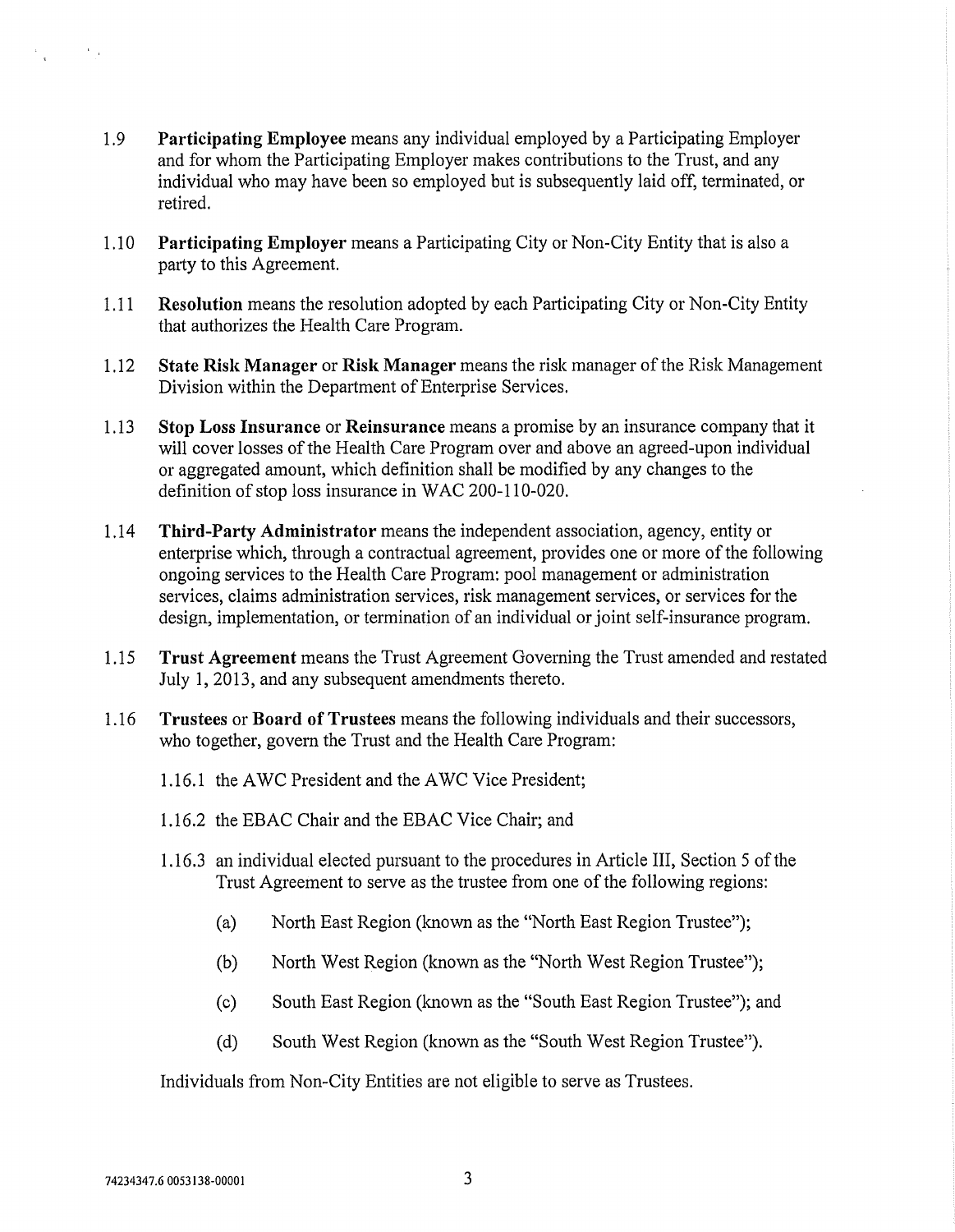1.9 **Participating Employee** means any individual employed by a Participating Employer and for whom the Participating Employer makes contributions to the Trust, and any individual who may have been so employed but is subsequently laid off, terminated, or retired.

1.10 **Participating Employer** means a Participating City or Non-City Entity that is also a party to this Agreement.

1.11 **Resolution** means the resolution adopted by each Participating City or Non-City Entity that authorizes the Health Care Program.

1.12 **State Risk Manager** or **Risk Manager** means the risk manager of the Risk Management Division within the Department of Enterprise Services.

1.13 **Stop Loss Insurance** or **Reinsurance** means a promise by an insurance company that it will cover losses of the Health Care Program over and above an agreed-upon individual or aggregated amount, which definition shall be modified by any changes to the definition of stop loss insurance in WAC 200-110-020.

1.14 **Third-Party Administrator** means the independent association, agency, entity or enterprise which, through a contractual agreement, provides one or more of the following ongoing services to the Health Care Program: pool management or administration services, claims administration services, risk management services, or services for the design, implementation, or termination of an individual or joint self-insurance program.

1.15 **Trust Agreement** means the Trust Agreement Governing the Trust amended and restated July 1, 2013, and any subsequent amendments thereto.

1.16 **Trustees** or **Board of Trustees** means the following individuals and their successors, who together, govern the Trust and the Health Care Program:

1.16.1 the AWC President and the AWC Vice President;

1.16.2 the EBAC Chair and the EBAC Vice Chair; and

1.16.3 an individual elected pursuant to the procedures in Article III, Section 5 of the Trust Agreement to serve as the trustee from one of the following regions:

(a) North East Region (known as the "North East Region Trustee");

(b) North West Region (known as the "North West Region Trustee");

(c) South East Region (known as the "South East Region Trustee"); and

(d) South West Region (known as the "South West Region Trustee").

Individuals from Non-City Entities are not eligible to serve as Trustees.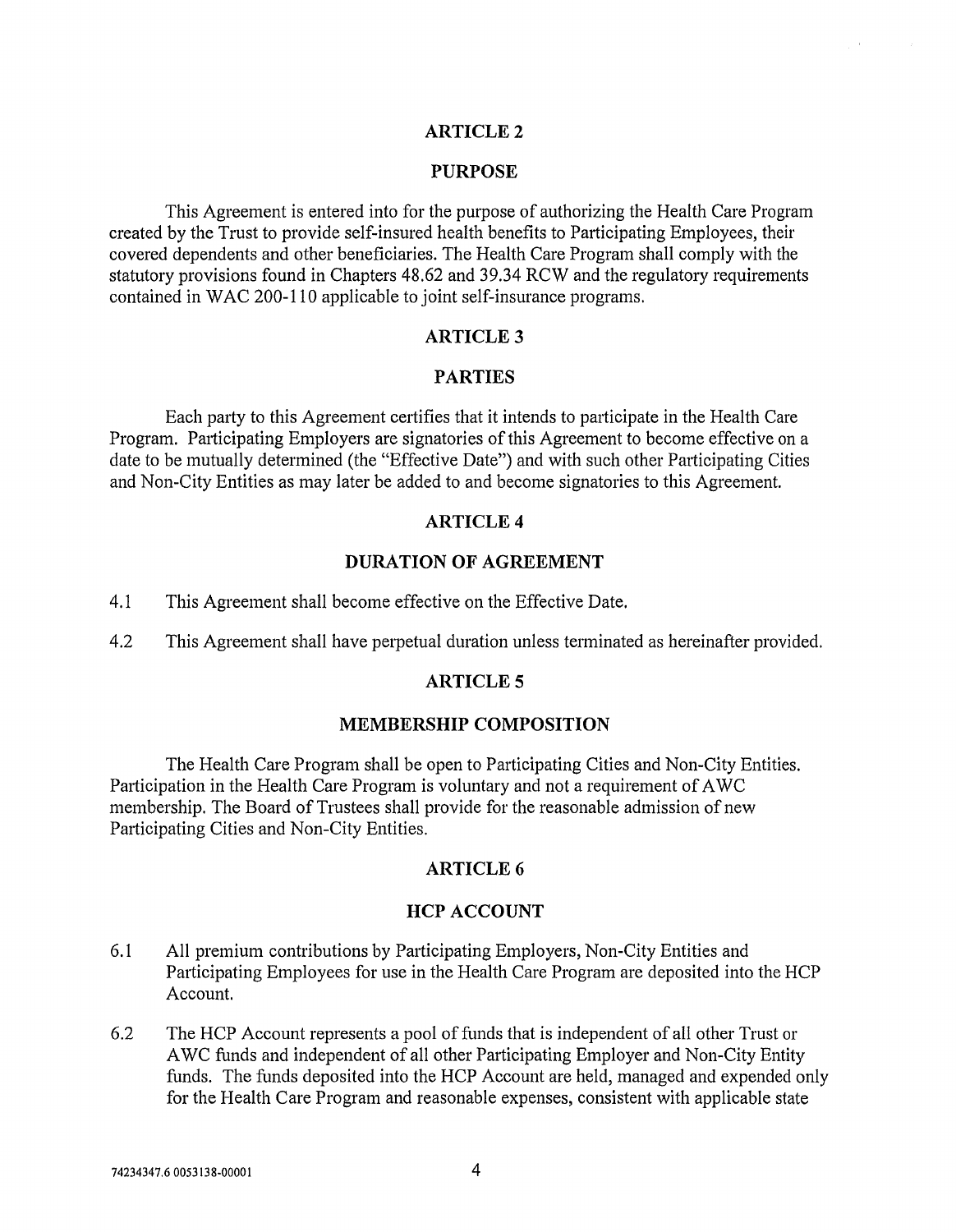## ARTICLE 2

## PURPOSE

This Agreement is entered into for the purpose of authorizing the Health Care Program created by the Trust to provide self-insured health benefits to Participating Employees, their covered dependents and other beneficiaries. The Health Care Program shall comply with the statutory provisions found in Chapters 48.62 and 39.34 RCW and the regulatory requirements contained in WAC 200-110 applicable to joint self-insurance programs.

## ARTICLE 3

## PARTIES

Each party to this Agreement certifies that it intends to participate in the Health Care Program. Participating Employers are signatories of this Agreement to become effective on a date to be mutually determined (the "Effective Date") and with such other Participating Cities and Non-City Entities as may later be added to and become signatories to this Agreement.

## ARTICLE 4

## DURATION OF AGREEMENT

4.1 This Agreement shall become effective on the Effective Date.

4.2 This Agreement shall have perpetual duration unless terminated as hereinafter provided.

## ARTICLE 5

## MEMBERSHIP COMPOSITION

The Health Care Program shall be open to Participating Cities and Non-City Entities. Participation in the Health Care Program is voluntary and not a requirement of AWC membership. The Board of Trustees shall provide for the reasonable admission of new Participating Cities and Non-City Entities.

## ARTICLE 6

## HCP ACCOUNT

6.1 All premium contributions by Participating Employers, Non-City Entities and Participating Employees for use in the Health Care Program are deposited into the HCP Account.

6.2 The HCP Account represents a pool of funds that is independent of all other Trust or AWC funds and independent of all other Participating Employer and Non-City Entity funds. The funds deposited into the HCP Account are held, managed and expended only for the Health Care Program and reasonable expenses, consistent with applicable state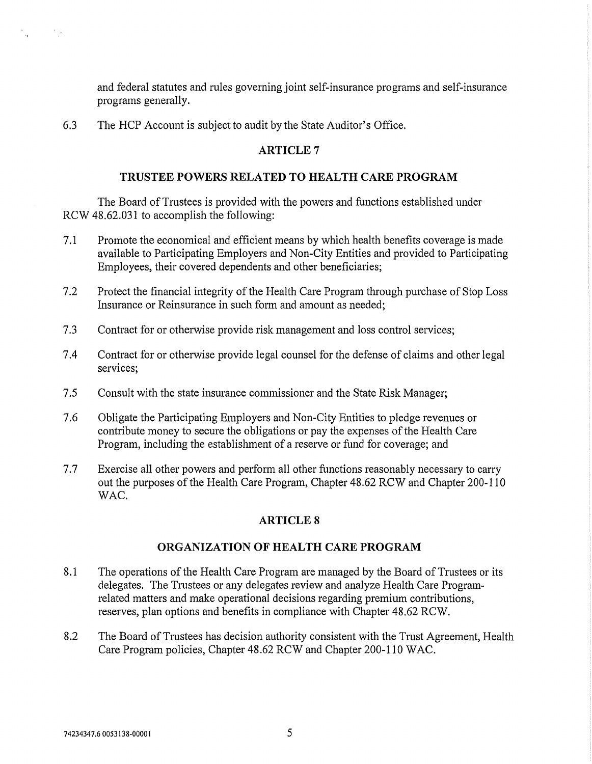and federal statutes and rules governing joint self-insurance programs and self-insurance programs generally.

6.3 The HCP Account is subject to audit by the State Auditor's Office.

## ARTICLE 7

## TRUSTEE POWERS RELATED TO HEALTH CARE PROGRAM

The Board of Trustees is provided with the powers and functions established under RCW 48.62.031 to accomplish the following:

7.1 Promote the economical and efficient means by which health benefits coverage is made available to Participating Employers and Non-City Entities and provided to Participating Employees, their covered dependents and other beneficiaries;

7.2 Protect the financial integrity of the Health Care Program through purchase of Stop Loss Insurance or Reinsurance in such form and amount as needed;

7.3 Contract for or otherwise provide risk management and loss control services;

7.4 Contract for or otherwise provide legal counsel for the defense of claims and other legal services;

7.5 Consult with the state insurance commissioner and the State Risk Manager;

7.6 Obligate the Participating Employers and Non-City Entities to pledge revenues or contribute money to secure the obligations or pay the expenses of the Health Care Program, including the establishment of a reserve or fund for coverage; and

7.7 Exercise all other powers and perform all other functions reasonably necessary to carry out the purposes of the Health Care Program, Chapter 48.62 RCW and Chapter 200-110 WAC.

## ARTICLE 8

## ORGANIZATION OF HEALTH CARE PROGRAM

8.1 The operations of the Health Care Program are managed by the Board of Trustees or its delegates. The Trustees or any delegates review and analyze Health Care Program-related matters and make operational decisions regarding premium contributions, reserves, plan options and benefits in compliance with Chapter 48.62 RCW.

8.2 The Board of Trustees has decision authority consistent with the Trust Agreement, Health Care Program policies, Chapter 48.62 RCW and Chapter 200-110 WAC.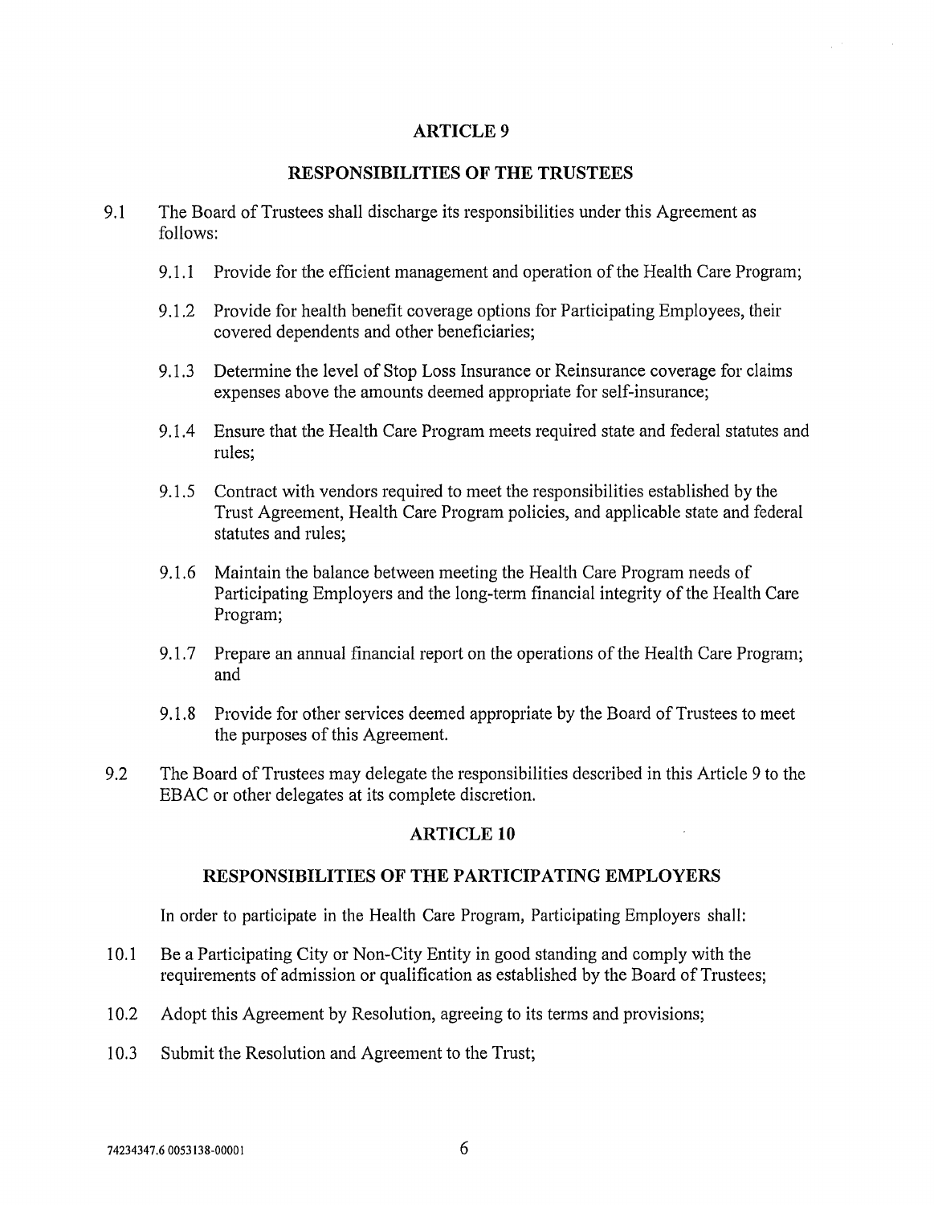## ARTICLE 9

### RESPONSIBILITIES OF THE TRUSTEES

9.1 The Board of Trustees shall discharge its responsibilities under this Agreement as follows:

9.1.1 Provide for the efficient management and operation of the Health Care Program;

9.1.2 Provide for health benefit coverage options for Participating Employees, their covered dependents and other beneficiaries;

9.1.3 Determine the level of Stop Loss Insurance or Reinsurance coverage for claims expenses above the amounts deemed appropriate for self-insurance;

9.1.4 Ensure that the Health Care Program meets required state and federal statutes and rules;

9.1.5 Contract with vendors required to meet the responsibilities established by the Trust Agreement, Health Care Program policies, and applicable state and federal statutes and rules;

9.1.6 Maintain the balance between meeting the Health Care Program needs of Participating Employers and the long-term financial integrity of the Health Care Program;

9.1.7 Prepare an annual financial report on the operations of the Health Care Program; and

9.1.8 Provide for other services deemed appropriate by the Board of Trustees to meet the purposes of this Agreement.

9.2 The Board of Trustees may delegate the responsibilities described in this Article 9 to the EBAC or other delegates at its complete discretion.

## ARTICLE 10

### RESPONSIBILITIES OF THE PARTICIPATING EMPLOYERS

In order to participate in the Health Care Program, Participating Employers shall:

10.1 Be a Participating City or Non-City Entity in good standing and comply with the requirements of admission or qualification as established by the Board of Trustees;

10.2 Adopt this Agreement by Resolution, agreeing to its terms and provisions;

10.3 Submit the Resolution and Agreement to the Trust;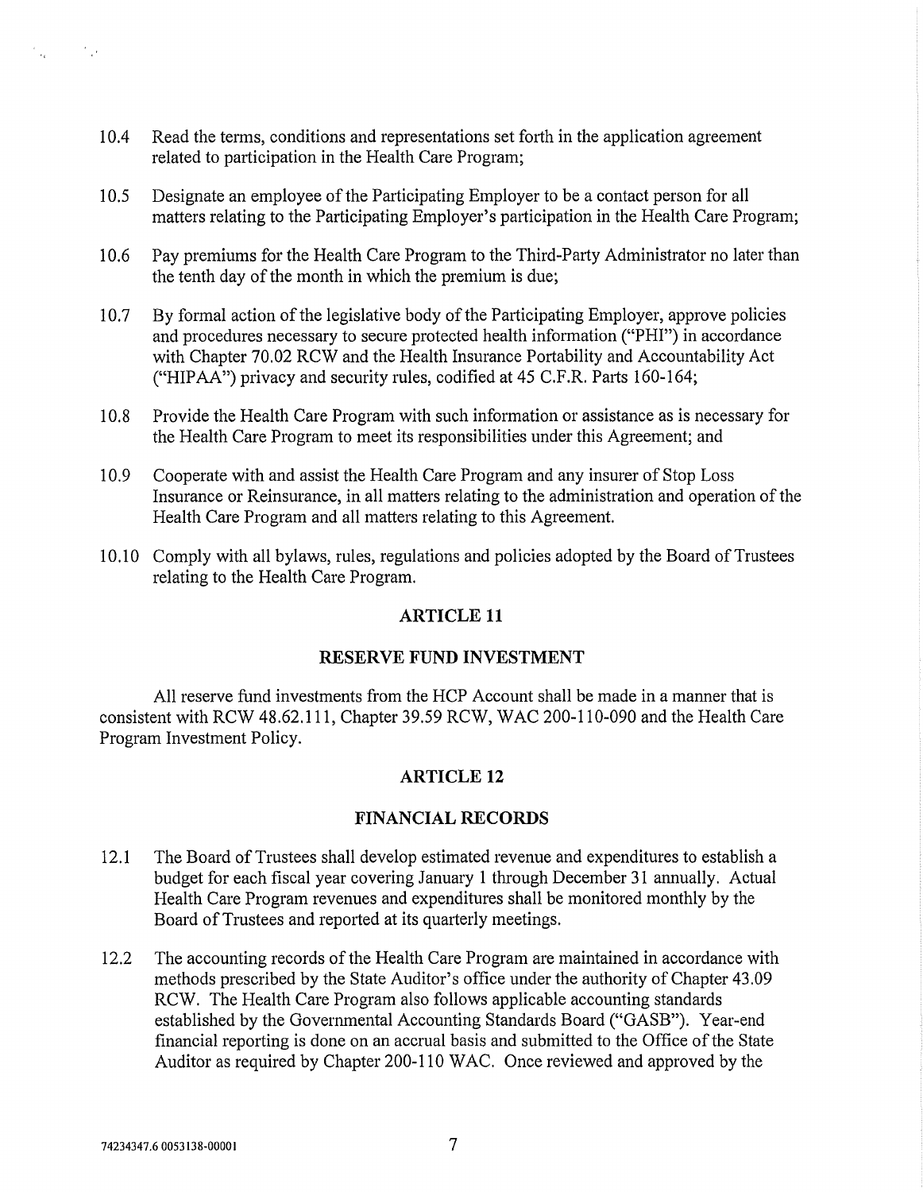10.4 Read the terms, conditions and representations set forth in the application agreement related to participation in the Health Care Program;

10.5 Designate an employee of the Participating Employer to be a contact person for all matters relating to the Participating Employer's participation in the Health Care Program;

10.6 Pay premiums for the Health Care Program to the Third-Party Administrator no later than the tenth day of the month in which the premium is due;

10.7 By formal action of the legislative body of the Participating Employer, approve policies and procedures necessary to secure protected health information ("PHI") in accordance with Chapter 70.02 RCW and the Health Insurance Portability and Accountability Act ("HIPAA") privacy and security rules, codified at 45 C.F.R. Parts 160-164;

10.8 Provide the Health Care Program with such information or assistance as is necessary for the Health Care Program to meet its responsibilities under this Agreement; and

10.9 Cooperate with and assist the Health Care Program and any insurer of Stop Loss Insurance or Reinsurance, in all matters relating to the administration and operation of the Health Care Program and all matters relating to this Agreement.

10.10 Comply with all bylaws, rules, regulations and policies adopted by the Board of Trustees relating to the Health Care Program.

## ARTICLE 11

## RESERVE FUND INVESTMENT

All reserve fund investments from the HCP Account shall be made in a manner that is consistent with RCW 48.62.111, Chapter 39.59 RCW, WAC 200-110-090 and the Health Care Program Investment Policy.

## ARTICLE 12

## FINANCIAL RECORDS

12.1 The Board of Trustees shall develop estimated revenue and expenditures to establish a budget for each fiscal year covering January 1 through December 31 annually. Actual Health Care Program revenues and expenditures shall be monitored monthly by the Board of Trustees and reported at its quarterly meetings.

12.2 The accounting records of the Health Care Program are maintained in accordance with methods prescribed by the State Auditor's office under the authority of Chapter 43.09 RCW. The Health Care Program also follows applicable accounting standards established by the Governmental Accounting Standards Board ("GASB"). Year-end financial reporting is done on an accrual basis and submitted to the Office of the State Auditor as required by Chapter 200-110 WAC. Once reviewed and approved by the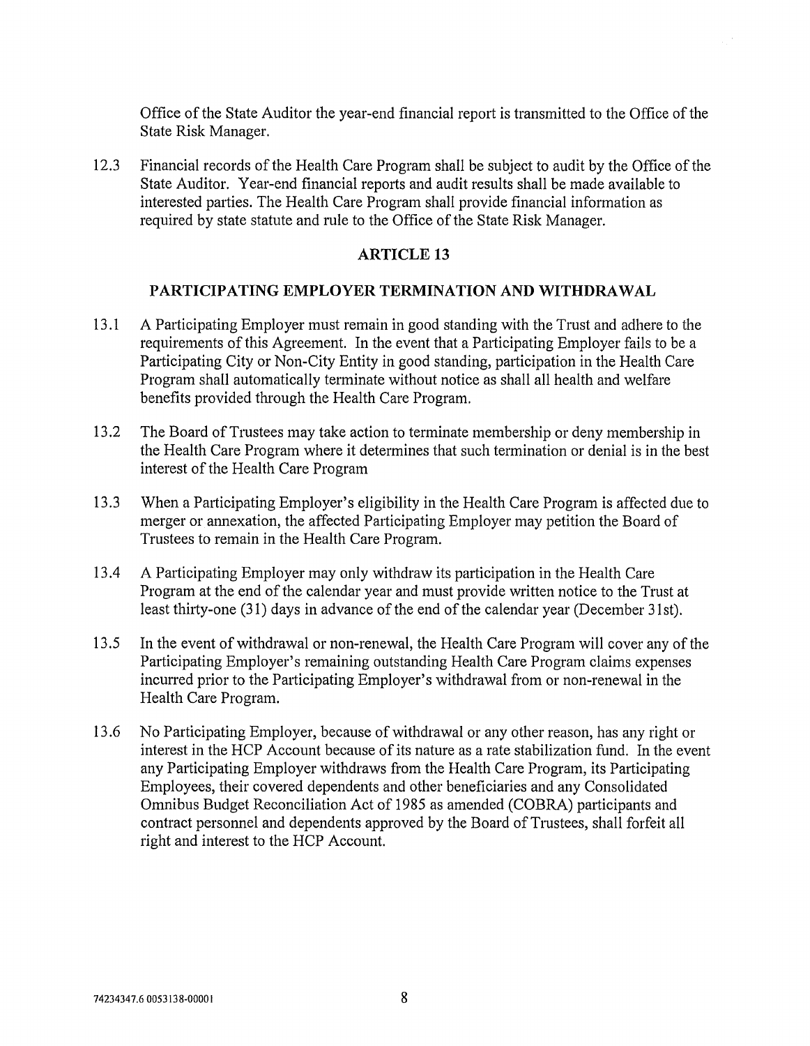Office of the State Auditor the year-end financial report is transmitted to the Office of the State Risk Manager.

12.3 Financial records of the Health Care Program shall be subject to audit by the Office of the State Auditor. Year-end financial reports and audit results shall be made available to interested parties. The Health Care Program shall provide financial information as required by state statute and rule to the Office of the State Risk Manager.

## ARTICLE 13

### PARTICIPATING EMPLOYER TERMINATION AND WITHDRAWAL

13.1 A Participating Employer must remain in good standing with the Trust and adhere to the requirements of this Agreement. In the event that a Participating Employer fails to be a Participating City or Non-City Entity in good standing, participation in the Health Care Program shall automatically terminate without notice as shall all health and welfare benefits provided through the Health Care Program.

13.2 The Board of Trustees may take action to terminate membership or deny membership in the Health Care Program where it determines that such termination or denial is in the best interest of the Health Care Program

13.3 When a Participating Employer's eligibility in the Health Care Program is affected due to merger or annexation, the affected Participating Employer may petition the Board of Trustees to remain in the Health Care Program.

13.4 A Participating Employer may only withdraw its participation in the Health Care Program at the end of the calendar year and must provide written notice to the Trust at least thirty-one (31) days in advance of the end of the calendar year (December 31st).

13.5 In the event of withdrawal or non-renewal, the Health Care Program will cover any of the Participating Employer's remaining outstanding Health Care Program claims expenses incurred prior to the Participating Employer's withdrawal from or non-renewal in the Health Care Program.

13.6 No Participating Employer, because of withdrawal or any other reason, has any right or interest in the HCP Account because of its nature as a rate stabilization fund. In the event any Participating Employer withdraws from the Health Care Program, its Participating Employees, their covered dependents and other beneficiaries and any Consolidated Omnibus Budget Reconciliation Act of 1985 as amended (COBRA) participants and contract personnel and dependents approved by the Board of Trustees, shall forfeit all right and interest to the HCP Account.

74234347.6 0053138-00001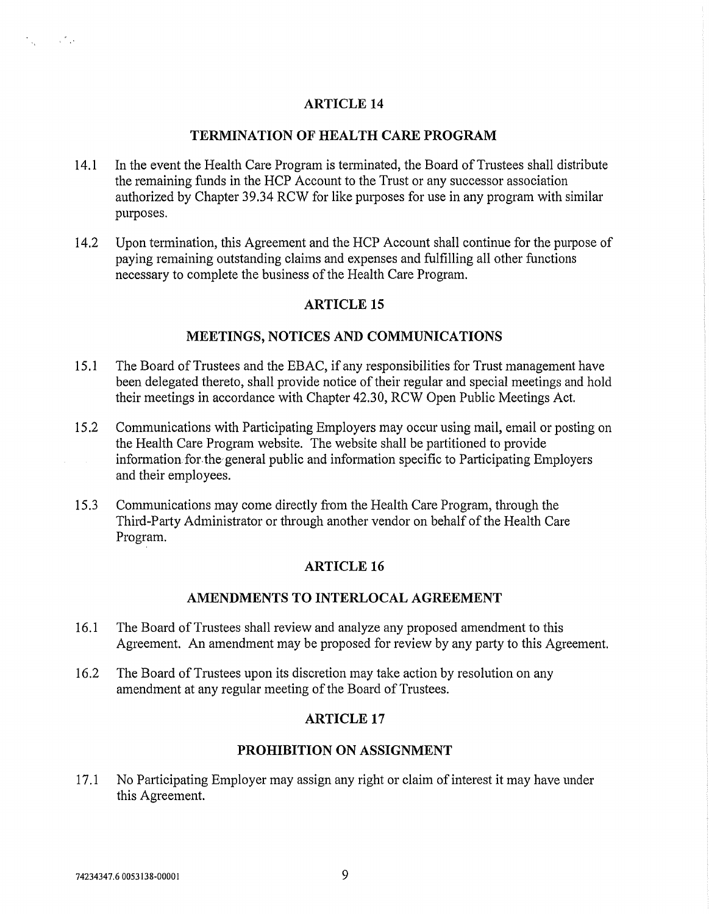## ARTICLE 14

## TERMINATION OF HEALTH CARE PROGRAM

14.1 In the event the Health Care Program is terminated, the Board of Trustees shall distribute the remaining funds in the HCP Account to the Trust or any successor association authorized by Chapter 39.34 RCW for like purposes for use in any program with similar purposes.

14.2 Upon termination, this Agreement and the HCP Account shall continue for the purpose of paying remaining outstanding claims and expenses and fulfilling all other functions necessary to complete the business of the Health Care Program.

## ARTICLE 15

## MEETINGS, NOTICES AND COMMUNICATIONS

15.1 The Board of Trustees and the EBAC, if any responsibilities for Trust management have been delegated thereto, shall provide notice of their regular and special meetings and hold their meetings in accordance with Chapter 42.30, RCW Open Public Meetings Act.

15.2 Communications with Participating Employers may occur using mail, email or posting on the Health Care Program website. The website shall be partitioned to provide information for the general public and information specific to Participating Employers and their employees.

15.3 Communications may come directly from the Health Care Program, through the Third-Party Administrator or through another vendor on behalf of the Health Care Program.

## ARTICLE 16

## AMENDMENTS TO INTERLOCAL AGREEMENT

16.1 The Board of Trustees shall review and analyze any proposed amendment to this Agreement. An amendment may be proposed for review by any party to this Agreement.

16.2 The Board of Trustees upon its discretion may take action by resolution on any amendment at any regular meeting of the Board of Trustees.

## ARTICLE 17

## PROHIBITION ON ASSIGNMENT

17.1 No Participating Employer may assign any right or claim of interest it may have under this Agreement.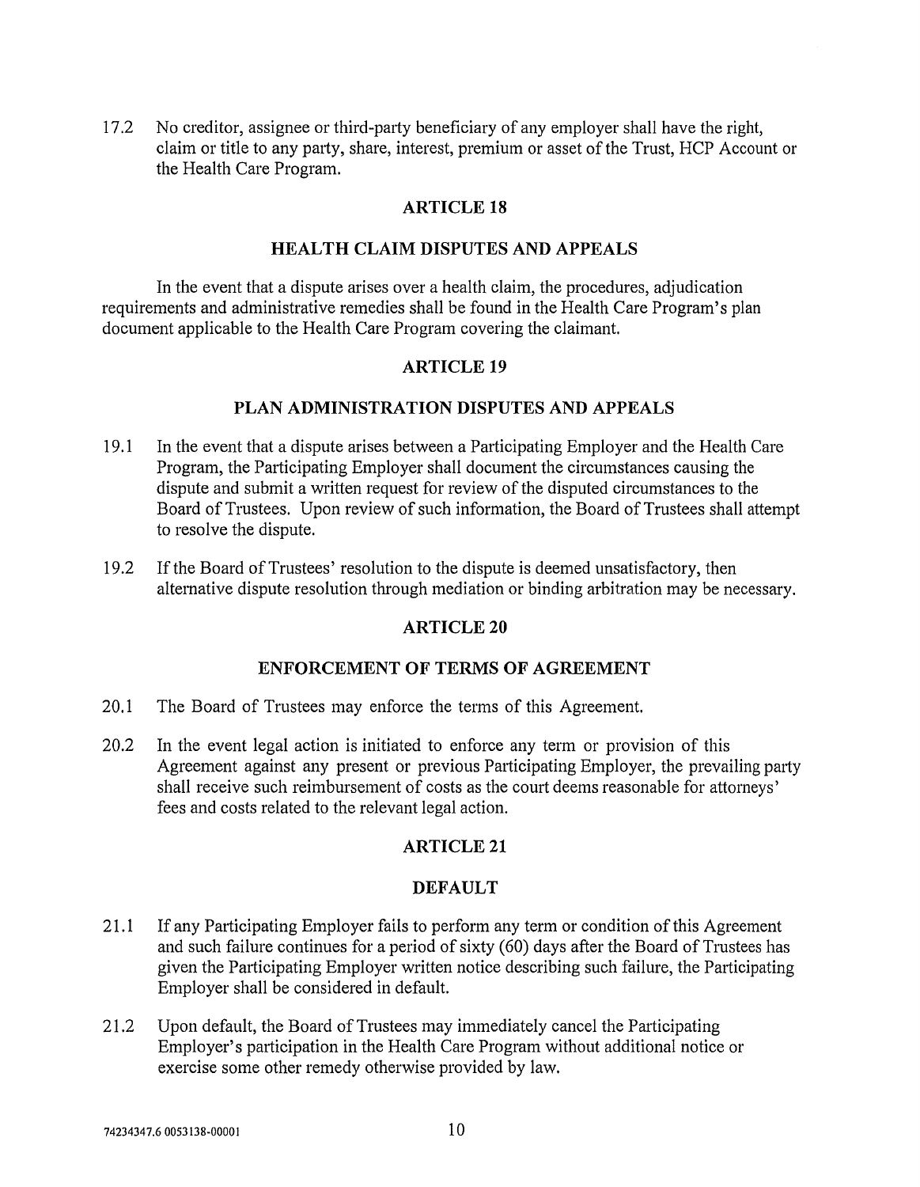17.2 No creditor, assignee or third-party beneficiary of any employer shall have the right, claim or title to any party, share, interest, premium or asset of the Trust, HCP Account or the Health Care Program.

## ARTICLE 18

## HEALTH CLAIM DISPUTES AND APPEALS

In the event that a dispute arises over a health claim, the procedures, adjudication requirements and administrative remedies shall be found in the Health Care Program's plan document applicable to the Health Care Program covering the claimant.

## ARTICLE 19

## PLAN ADMINISTRATION DISPUTES AND APPEALS

19.1 In the event that a dispute arises between a Participating Employer and the Health Care Program, the Participating Employer shall document the circumstances causing the dispute and submit a written request for review of the disputed circumstances to the Board of Trustees. Upon review of such information, the Board of Trustees shall attempt to resolve the dispute.

19.2 If the Board of Trustees' resolution to the dispute is deemed unsatisfactory, then alternative dispute resolution through mediation or binding arbitration may be necessary.

## ARTICLE 20

## ENFORCEMENT OF TERMS OF AGREEMENT

20.1 The Board of Trustees may enforce the terms of this Agreement.

20.2 In the event legal action is initiated to enforce any term or provision of this Agreement against any present or previous Participating Employer, the prevailing party shall receive such reimbursement of costs as the court deems reasonable for attorneys' fees and costs related to the relevant legal action.

## ARTICLE 21

## DEFAULT

21.1 If any Participating Employer fails to perform any term or condition of this Agreement and such failure continues for a period of sixty (60) days after the Board of Trustees has given the Participating Employer written notice describing such failure, the Participating Employer shall be considered in default.

21.2 Upon default, the Board of Trustees may immediately cancel the Participating Employer's participation in the Health Care Program without additional notice or exercise some other remedy otherwise provided by law.

74234347.6 0053138-00001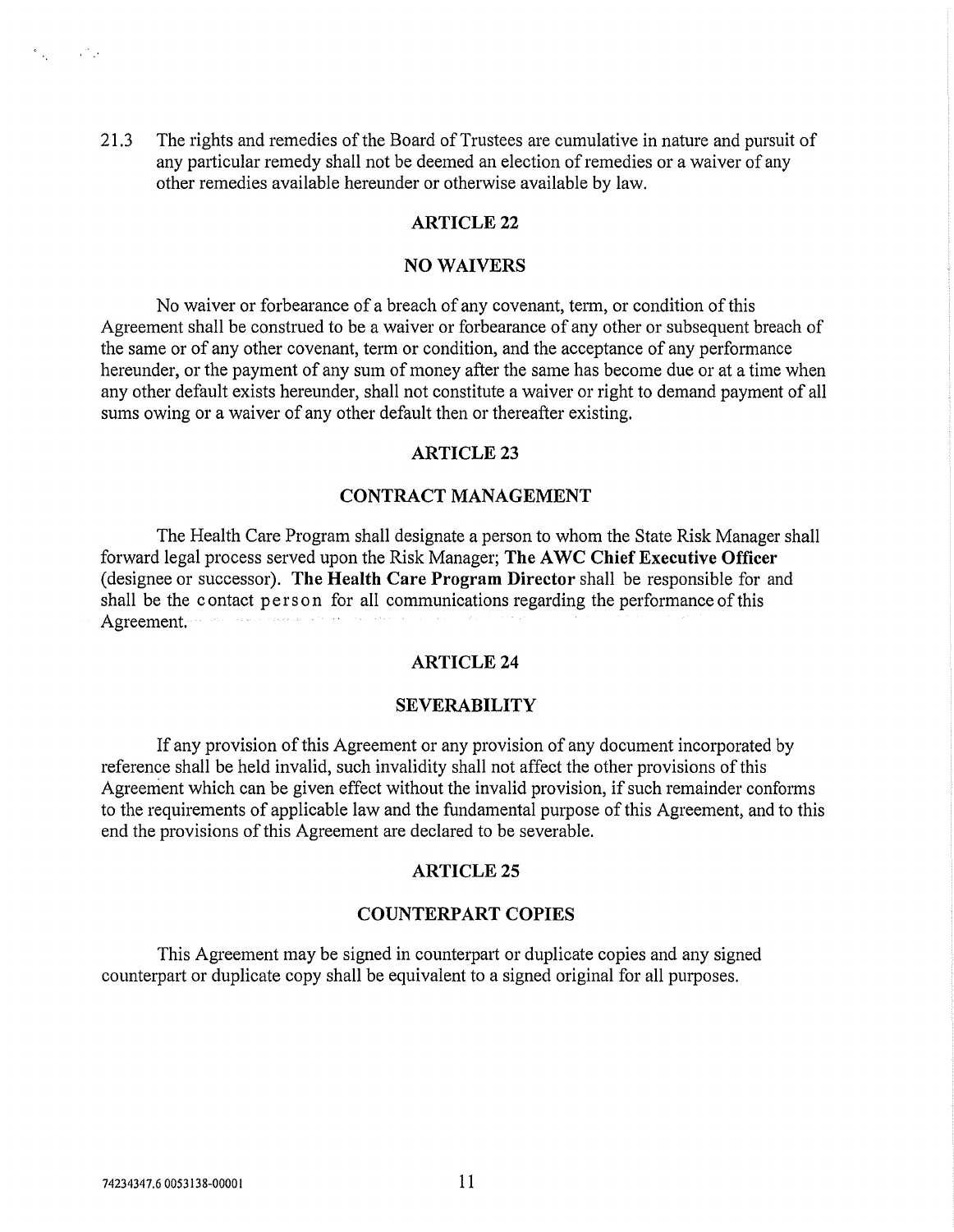21.3 The rights and remedies of the Board of Trustees are cumulative in nature and pursuit of any particular remedy shall not be deemed an election of remedies or a waiver of any other remedies available hereunder or otherwise available by law.

## ARTICLE 22

## NO WAIVERS

No waiver or forbearance of a breach of any covenant, term, or condition of this Agreement shall be construed to be a waiver or forbearance of any other or subsequent breach of the same or of any other covenant, term or condition, and the acceptance of any performance hereunder, or the payment of any sum of money after the same has become due or at a time when any other default exists hereunder, shall not constitute a waiver or right to demand payment of all sums owing or a waiver of any other default then or thereafter existing.

## ARTICLE 23

## CONTRACT MANAGEMENT

The Health Care Program shall designate a person to whom the State Risk Manager shall forward legal process served upon the Risk Manager; **The AWC Chief Executive Officer** (designee or successor). **The Health Care Program Director** shall be responsible for and shall be the contact person for all communications regarding the performance of this Agreement.

## ARTICLE 24

## SEVERABILITY

If any provision of this Agreement or any provision of any document incorporated by reference shall be held invalid, such invalidity shall not affect the other provisions of this Agreement which can be given effect without the invalid provision, if such remainder conforms to the requirements of applicable law and the fundamental purpose of this Agreement, and to this end the provisions of this Agreement are declared to be severable.

## ARTICLE 25

## COUNTERPART COPIES

This Agreement may be signed in counterpart or duplicate copies and any signed counterpart or duplicate copy shall be equivalent to a signed original for all purposes.

74234347.6 0053138-00001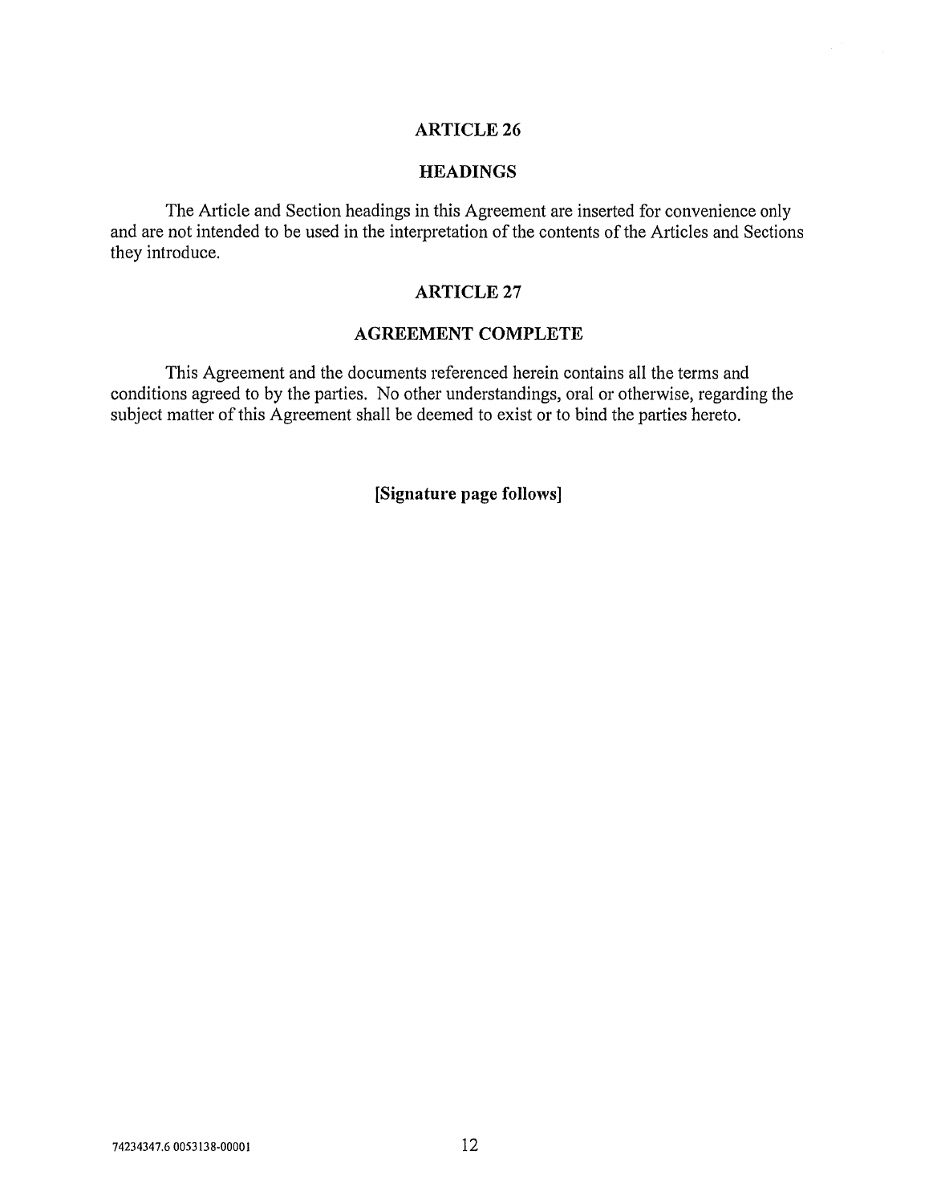## ARTICLE 26

## HEADINGS

The Article and Section headings in this Agreement are inserted for convenience only and are not intended to be used in the interpretation of the contents of the Articles and Sections they introduce.

## ARTICLE 27

## AGREEMENT COMPLETE

This Agreement and the documents referenced herein contains all the terms and conditions agreed to by the parties. No other understandings, oral or otherwise, regarding the subject matter of this Agreement shall be deemed to exist or to bind the parties hereto.

**[Signature page follows]**

74234347.6 0053138-00001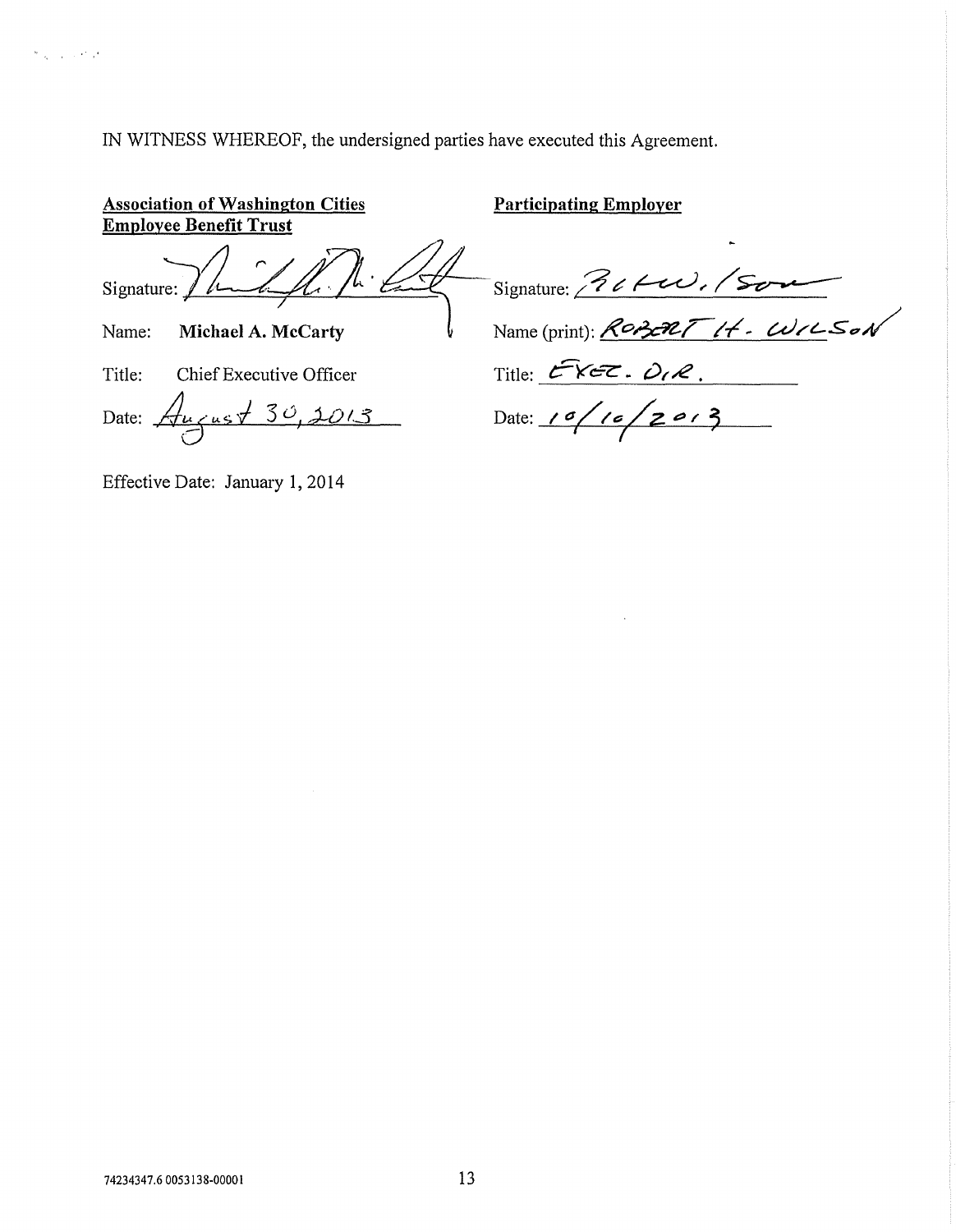IN WITNESS WHEREOF, the undersigned parties have executed this Agreement.

**Association of Washington Cities Employee Benefit Trust**

Signature: ______________________

Name: **Michael A. McCarty**

Title: Chief Executive Officer

Date: August 30, 2013

**Participating Employer**

Signature: ______________________

Name (print): ROBERT H. WILSON

Title: EXEC. DIR.

Date: 10/16/2013

Effective Date: January 1, 2014

74234347.6 0053138-00001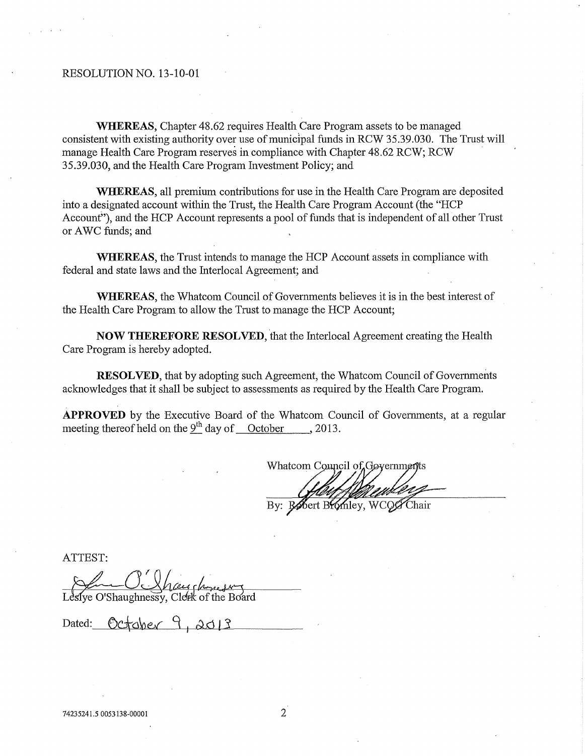RESOLUTION NO. 13-10-01

**WHEREAS**, Chapter 48.62 requires Health Care Program assets to be managed consistent with existing authority over use of municipal funds in RCW 35.39.030. The Trust will manage Health Care Program reserves in compliance with Chapter 48.62 RCW; RCW 35.39.030, and the Health Care Program Investment Policy; and

**WHEREAS**, all premium contributions for use in the Health Care Program are deposited into a designated account within the Trust, the Health Care Program Account (the "HCP Account"), and the HCP Account represents a pool of funds that is independent of all other Trust or AWC funds; and

**WHEREAS**, the Trust intends to manage the HCP Account assets in compliance with federal and state laws and the Interlocal Agreement; and

**WHEREAS**, the Whatcom Council of Governments believes it is in the best interest of the Health Care Program to allow the Trust to manage the HCP Account;

**NOW THEREFORE RESOLVED**, that the Interlocal Agreement creating the Health Care Program is hereby adopted.

**RESOLVED**, that by adopting such Agreement, the Whatcom Council of Governments acknowledges that it shall be subject to assessments as required by the Health Care Program.

**APPROVED** by the Executive Board of the Whatcom Council of Governments, at a regular meeting thereof held on the 9th day of October, 2013.

Whatcom Council of Governments

By: Robert Bromley, WCOG Chair

ATTEST:

Leslye O'Shaughnessy, Clerk of the Board

Dated: October 9, 2013

74235241.5 0053138-00001